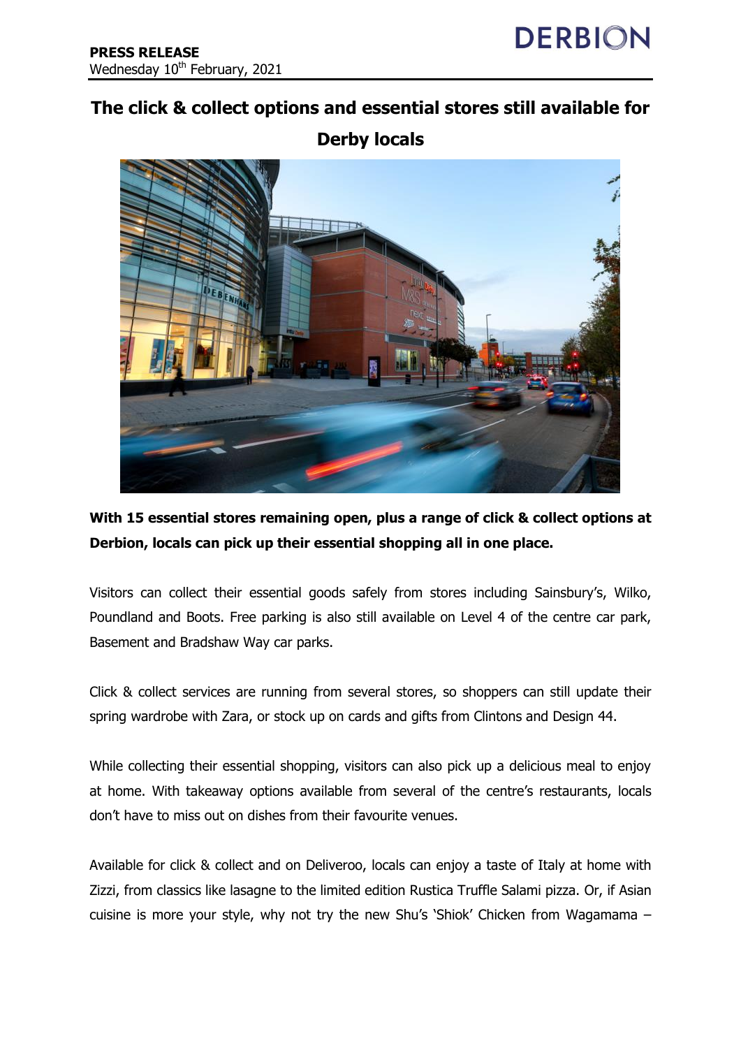**PRESS RELEASE**
Wednesday 10th February, 2021

# The click & collect options and essential stores still available for Derby locals

**With 15 essential stores remaining open, plus a range of click & collect options at Derbion, locals can pick up their essential shopping all in one place.**

Visitors can collect their essential goods safely from stores including Sainsbury's, Wilko, Poundland and Boots. Free parking is also still available on Level 4 of the centre car park, Basement and Bradshaw Way car parks.

Click & collect services are running from several stores, so shoppers can still update their spring wardrobe with Zara, or stock up on cards and gifts from Clintons and Design 44.

While collecting their essential shopping, visitors can also pick up a delicious meal to enjoy at home. With takeaway options available from several of the centre's restaurants, locals don't have to miss out on dishes from their favourite venues.

Available for click & collect and on Deliveroo, locals can enjoy a taste of Italy at home with Zizzi, from classics like lasagne to the limited edition Rustica Truffle Salami pizza. Or, if Asian cuisine is more your style, why not try the new Shu's 'Shiok' Chicken from Wagamama –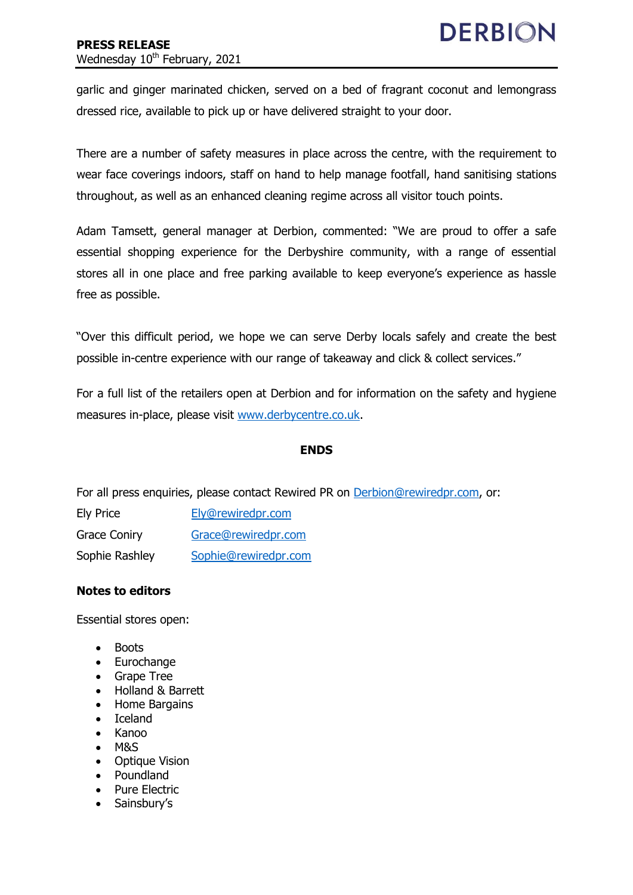garlic and ginger marinated chicken, served on a bed of fragrant coconut and lemongrass dressed rice, available to pick up or have delivered straight to your door.

There are a number of safety measures in place across the centre, with the requirement to wear face coverings indoors, staff on hand to help manage footfall, hand sanitising stations throughout, as well as an enhanced cleaning regime across all visitor touch points.

Adam Tamsett, general manager at Derbion, commented: "We are proud to offer a safe essential shopping experience for the Derbyshire community, with a range of essential stores all in one place and free parking available to keep everyone's experience as hassle free as possible.

"Over this difficult period, we hope we can serve Derby locals safely and create the best possible in-centre experience with our range of takeaway and click & collect services."

For a full list of the retailers open at Derbion and for information on the safety and hygiene measures in-place, please visit www.derbycentre.co.uk.

**ENDS**

For all press enquiries, please contact Rewired PR on Derbion@rewiredpr.com, or:

| | |
|---|---|
| Ely Price | Ely@rewiredpr.com |
| Grace Coniry | Grace@rewiredpr.com |
| Sophie Rashley | Sophie@rewiredpr.com |

**Notes to editors**

Essential stores open:

- Boots
- Eurochange
- Grape Tree
- Holland & Barrett
- Home Bargains
- Iceland
- Kanoo
- M&S
- Optique Vision
- Poundland
- Pure Electric
- Sainsbury's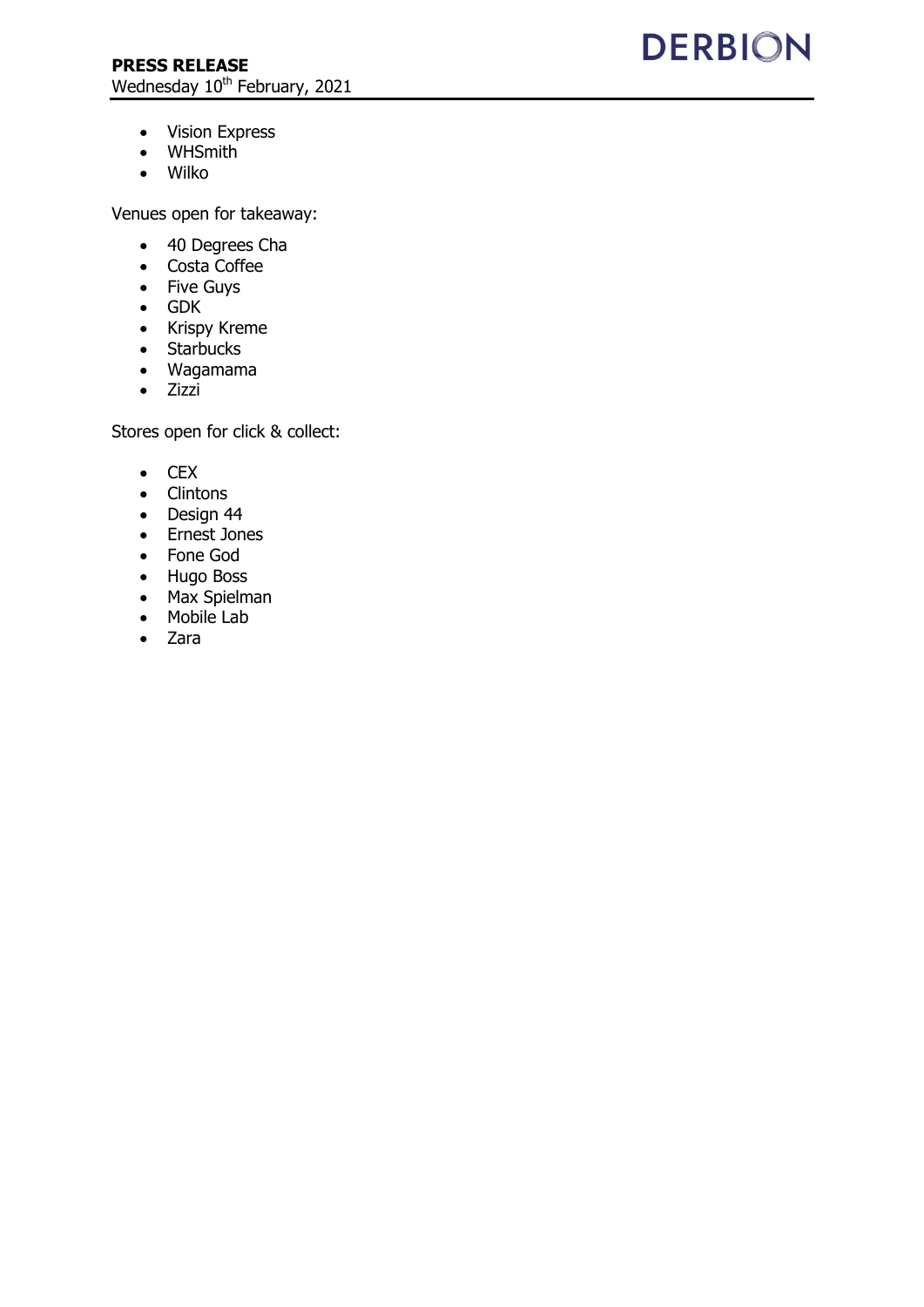- Vision Express
- WHSmith
- Wilko

Venues open for takeaway:

- 40 Degrees Cha
- Costa Coffee
- Five Guys
- GDK
- Krispy Kreme
- Starbucks
- Wagamama
- Zizzi

Stores open for click & collect:

- CEX
- Clintons
- Design 44
- Ernest Jones
- Fone God
- Hugo Boss
- Max Spielman
- Mobile Lab
- Zara